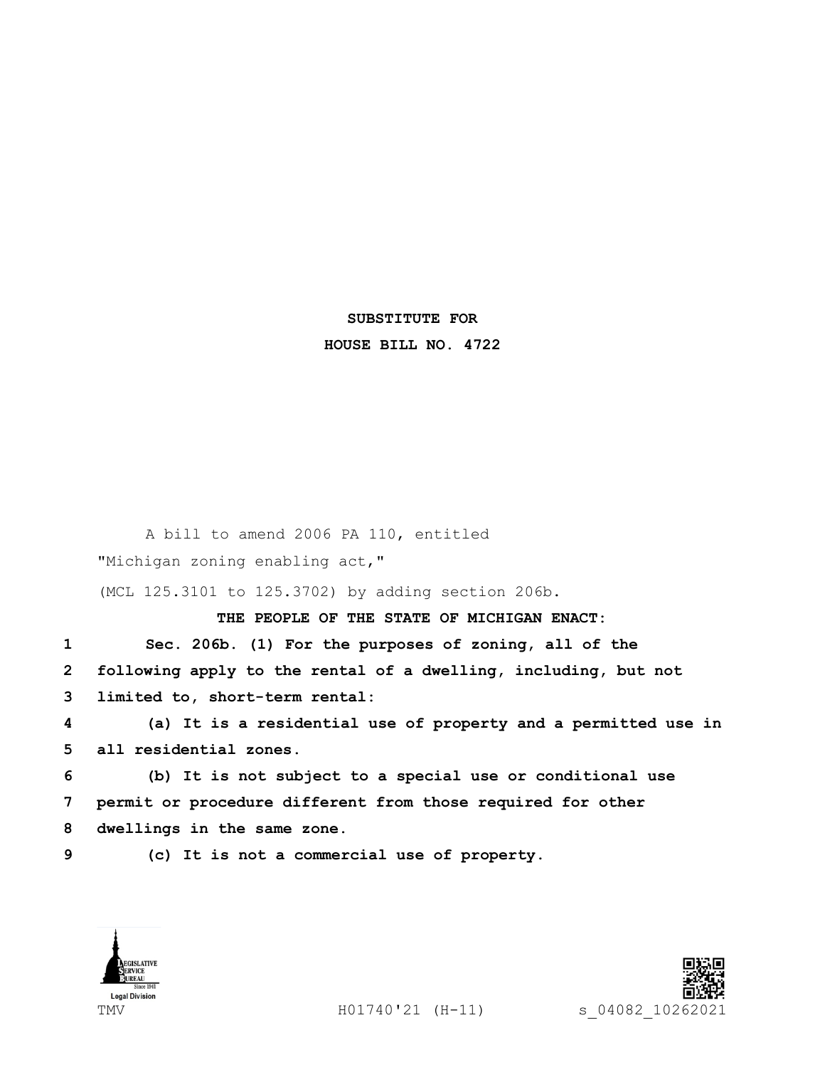**SUBSTITUTE FOR**

**HOUSE BILL NO. 4722**

A bill to amend 2006 PA 110, entitled

"Michigan zoning enabling act,"

(MCL 125.3101 to 125.3702) by adding section 206b.

**THE PEOPLE OF THE STATE OF MICHIGAN ENACT:**

1 **Sec. 206b. (1) For the purposes of zoning, all of the**
2 **following apply to the rental of a dwelling, including, but not**
3 **limited to, short-term rental:**
4 **(a) It is a residential use of property and a permitted use in**
5 **all residential zones.**
6 **(b) It is not subject to a special use or conditional use**
7 **permit or procedure different from those required for other**
8 **dwellings in the same zone.**
9 **(c) It is not a commercial use of property.**

TMV H01740'21 (H-11) s_04082_10262021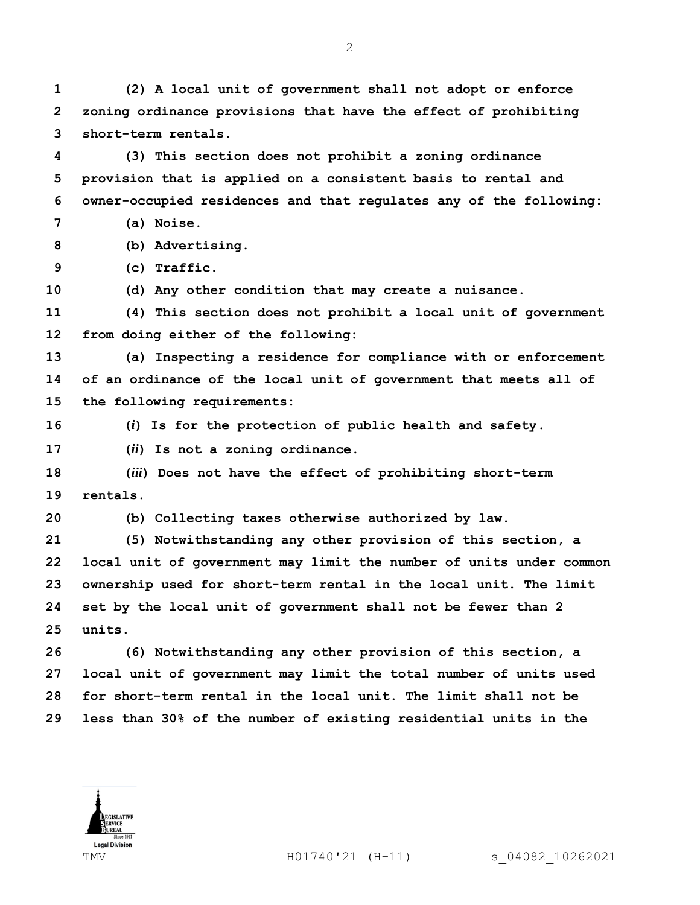**(2) A local unit of government shall not adopt or enforce zoning ordinance provisions that have the effect of prohibiting short-term rentals.**

**(3) This section does not prohibit a zoning ordinance provision that is applied on a consistent basis to rental and owner-occupied residences and that regulates any of the following:**

**(a) Noise.**

**(b) Advertising.**

**(c) Traffic.**

**(d) Any other condition that may create a nuisance.**

**(4) This section does not prohibit a local unit of government from doing either of the following:**

**(a) Inspecting a residence for compliance with or enforcement of an ordinance of the local unit of government that meets all of the following requirements:**

**(*i*) Is for the protection of public health and safety.**

**(*ii*) Is not a zoning ordinance.**

**(*iii*) Does not have the effect of prohibiting short-term rentals.**

**(b) Collecting taxes otherwise authorized by law.**

**(5) Notwithstanding any other provision of this section, a local unit of government may limit the number of units under common ownership used for short-term rental in the local unit. The limit set by the local unit of government shall not be fewer than 2 units.**

**(6) Notwithstanding any other provision of this section, a local unit of government may limit the total number of units used for short-term rental in the local unit. The limit shall not be less than 30% of the number of existing residential units in the**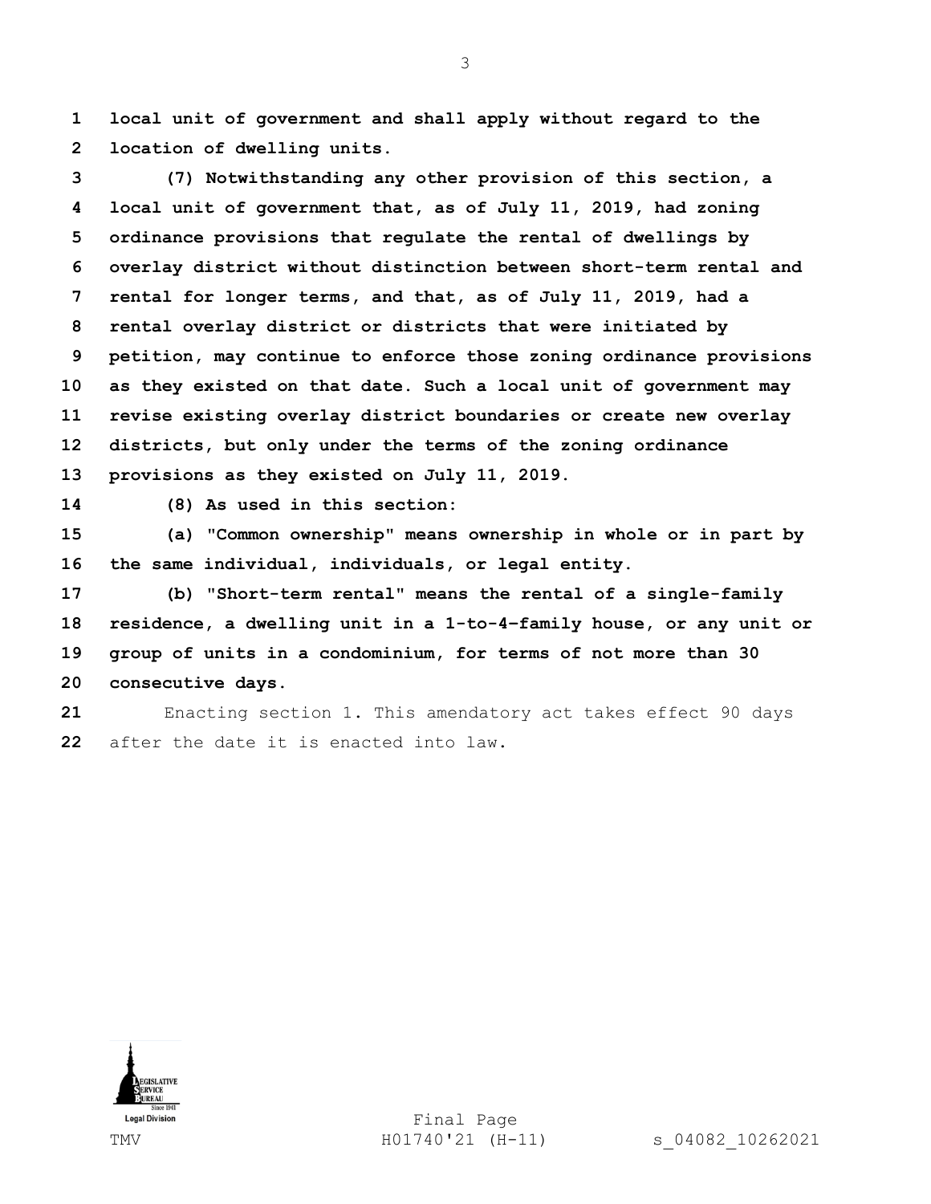**local unit of government and shall apply without regard to the location of dwelling units.**

**(7) Notwithstanding any other provision of this section, a local unit of government that, as of July 11, 2019, had zoning ordinance provisions that regulate the rental of dwellings by overlay district without distinction between short-term rental and rental for longer terms, and that, as of July 11, 2019, had a rental overlay district or districts that were initiated by petition, may continue to enforce those zoning ordinance provisions as they existed on that date. Such a local unit of government may revise existing overlay district boundaries or create new overlay districts, but only under the terms of the zoning ordinance provisions as they existed on July 11, 2019.**

**(8) As used in this section:**

**(a) "Common ownership" means ownership in whole or in part by the same individual, individuals, or legal entity.**

**(b) "Short-term rental" means the rental of a single-family residence, a dwelling unit in a 1-to-4-family house, or any unit or group of units in a condominium, for terms of not more than 30 consecutive days.**

Enacting section 1. This amendatory act takes effect 90 days after the date it is enacted into law.

Final Page

TMV H01740'21 (H-11) s_04082_10262021